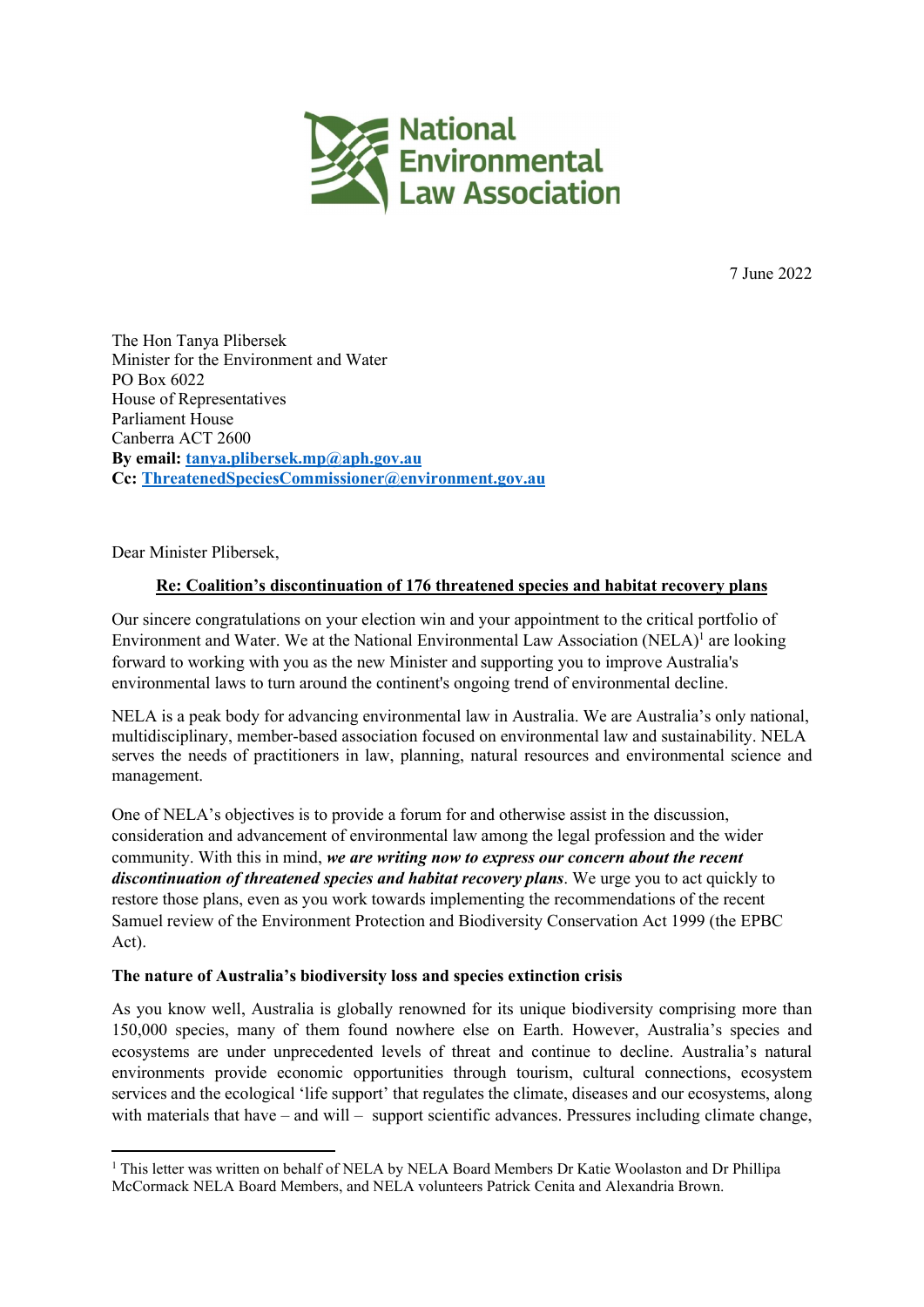7 June 2022

The Hon Tanya Plibersek
Minister for the Environment and Water
PO Box 6022
House of Representatives
Parliament House
Canberra ACT 2600
**By email:** [tanya.plibersek.mp@aph.gov.au](mailto:tanya.plibersek.mp@aph.gov.au)
**Cc:** [ThreatenedSpeciesCommissioner@environment.gov.au](mailto:ThreatenedSpeciesCommissioner@environment.gov.au)

Dear Minister Plibersek,

**Re: Coalition's discontinuation of 176 threatened species and habitat recovery plans**

Our sincere congratulations on your election win and your appointment to the critical portfolio of Environment and Water. We at the National Environmental Law Association (NELA)[1] are looking forward to working with you as the new Minister and supporting you to improve Australia's environmental laws to turn around the continent's ongoing trend of environmental decline.

NELA is a peak body for advancing environmental law in Australia. We are Australia's only national, multidisciplinary, member-based association focused on environmental law and sustainability. NELA serves the needs of practitioners in law, planning, natural resources and environmental science and management.

One of NELA's objectives is to provide a forum for and otherwise assist in the discussion, consideration and advancement of environmental law among the legal profession and the wider community. With this in mind, ***we are writing now to express our concern about the recent discontinuation of threatened species and habitat recovery plans***. We urge you to act quickly to restore those plans, even as you work towards implementing the recommendations of the recent Samuel review of the Environment Protection and Biodiversity Conservation Act 1999 (the EPBC Act).

**The nature of Australia's biodiversity loss and species extinction crisis**

As you know well, Australia is globally renowned for its unique biodiversity comprising more than 150,000 species, many of them found nowhere else on Earth. However, Australia's species and ecosystems are under unprecedented levels of threat and continue to decline. Australia's natural environments provide economic opportunities through tourism, cultural connections, ecosystem services and the ecological 'life support' that regulates the climate, diseases and our ecosystems, along with materials that have – and will – support scientific advances. Pressures including climate change,

[1] This letter was written on behalf of NELA by NELA Board Members Dr Katie Woolaston and Dr Phillipa McCormack NELA Board Members, and NELA volunteers Patrick Cenita and Alexandria Brown.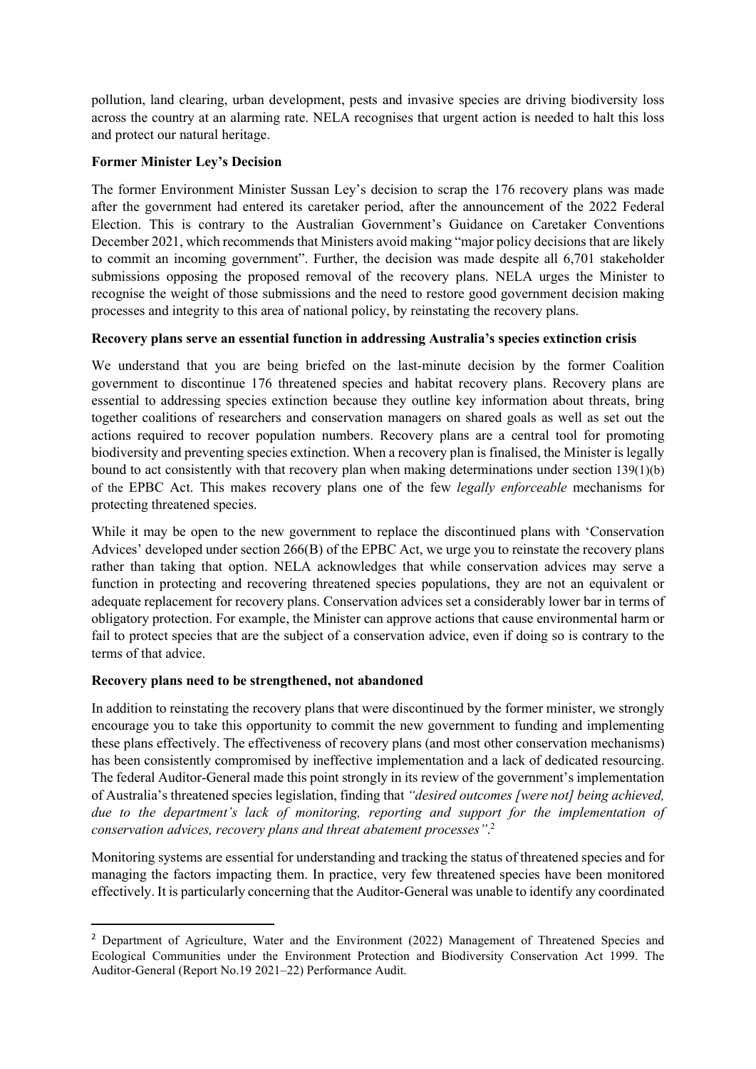pollution, land clearing, urban development, pests and invasive species are driving biodiversity loss across the country at an alarming rate. NELA recognises that urgent action is needed to halt this loss and protect our natural heritage.

**Former Minister Ley's Decision**

The former Environment Minister Sussan Ley's decision to scrap the 176 recovery plans was made after the government had entered its caretaker period, after the announcement of the 2022 Federal Election. This is contrary to the Australian Government's Guidance on Caretaker Conventions December 2021, which recommends that Ministers avoid making "major policy decisions that are likely to commit an incoming government". Further, the decision was made despite all 6,701 stakeholder submissions opposing the proposed removal of the recovery plans. NELA urges the Minister to recognise the weight of those submissions and the need to restore good government decision making processes and integrity to this area of national policy, by reinstating the recovery plans.

**Recovery plans serve an essential function in addressing Australia's species extinction crisis**

We understand that you are being briefed on the last-minute decision by the former Coalition government to discontinue 176 threatened species and habitat recovery plans. Recovery plans are essential to addressing species extinction because they outline key information about threats, bring together coalitions of researchers and conservation managers on shared goals as well as set out the actions required to recover population numbers. Recovery plans are a central tool for promoting biodiversity and preventing species extinction. When a recovery plan is finalised, the Minister is legally bound to act consistently with that recovery plan when making determinations under section 139(1)(b) of the EPBC Act. This makes recovery plans one of the few *legally enforceable* mechanisms for protecting threatened species.

While it may be open to the new government to replace the discontinued plans with 'Conservation Advices' developed under section 266(B) of the EPBC Act, we urge you to reinstate the recovery plans rather than taking that option. NELA acknowledges that while conservation advices may serve a function in protecting and recovering threatened species populations, they are not an equivalent or adequate replacement for recovery plans. Conservation advices set a considerably lower bar in terms of obligatory protection. For example, the Minister can approve actions that cause environmental harm or fail to protect species that are the subject of a conservation advice, even if doing so is contrary to the terms of that advice.

**Recovery plans need to be strengthened, not abandoned**

In addition to reinstating the recovery plans that were discontinued by the former minister, we strongly encourage you to take this opportunity to commit the new government to funding and implementing these plans effectively. The effectiveness of recovery plans (and most other conservation mechanisms) has been consistently compromised by ineffective implementation and a lack of dedicated resourcing. The federal Auditor-General made this point strongly in its review of the government's implementation of Australia's threatened species legislation, finding that *"desired outcomes [were not] being achieved, due to the department's lack of monitoring, reporting and support for the implementation of conservation advices, recovery plans and threat abatement processes"*.[2]

Monitoring systems are essential for understanding and tracking the status of threatened species and for managing the factors impacting them. In practice, very few threatened species have been monitored effectively. It is particularly concerning that the Auditor-General was unable to identify any coordinated

[2] Department of Agriculture, Water and the Environment (2022) Management of Threatened Species and Ecological Communities under the Environment Protection and Biodiversity Conservation Act 1999. The Auditor-General (Report No.19 2021–22) Performance Audit.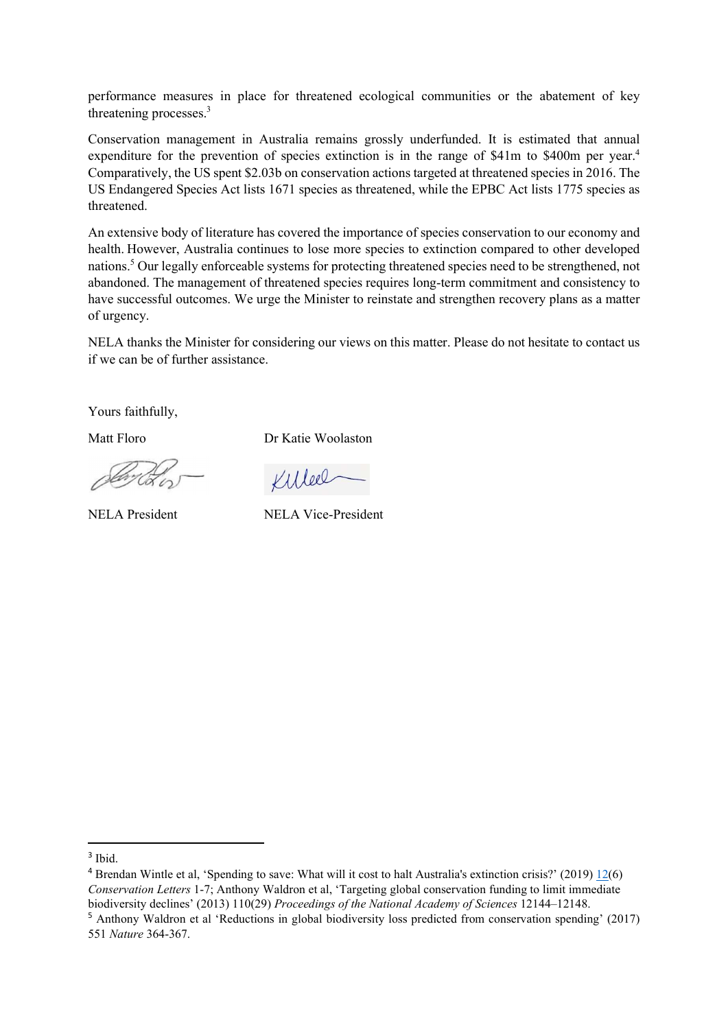performance measures in place for threatened ecological communities or the abatement of key threatening processes.[3]

Conservation management in Australia remains grossly underfunded. It is estimated that annual expenditure for the prevention of species extinction is in the range of $41m to $400m per year.[4] Comparatively, the US spent $2.03b on conservation actions targeted at threatened species in 2016. The US Endangered Species Act lists 1671 species as threatened, while the EPBC Act lists 1775 species as threatened.

An extensive body of literature has covered the importance of species conservation to our economy and health. However, Australia continues to lose more species to extinction compared to other developed nations.[5] Our legally enforceable systems for protecting threatened species need to be strengthened, not abandoned. The management of threatened species requires long-term commitment and consistency to have successful outcomes. We urge the Minister to reinstate and strengthen recovery plans as a matter of urgency.

NELA thanks the Minister for considering our views on this matter. Please do not hesitate to contact us if we can be of further assistance.

Yours faithfully,

| | |
|---|---|
| Matt Floro | Dr Katie Woolaston |
| NELA President | NELA Vice-President |

---

[3] Ibid.

[4] Brendan Wintle et al, 'Spending to save: What will it cost to halt Australia's extinction crisis?' (2019) 12(6) *Conservation Letters* 1-7; Anthony Waldron et al, 'Targeting global conservation funding to limit immediate biodiversity declines' (2013) 110(29) *Proceedings of the National Academy of Sciences* 12144–12148.

[5] Anthony Waldron et al 'Reductions in global biodiversity loss predicted from conservation spending' (2017) 551 *Nature* 364-367.